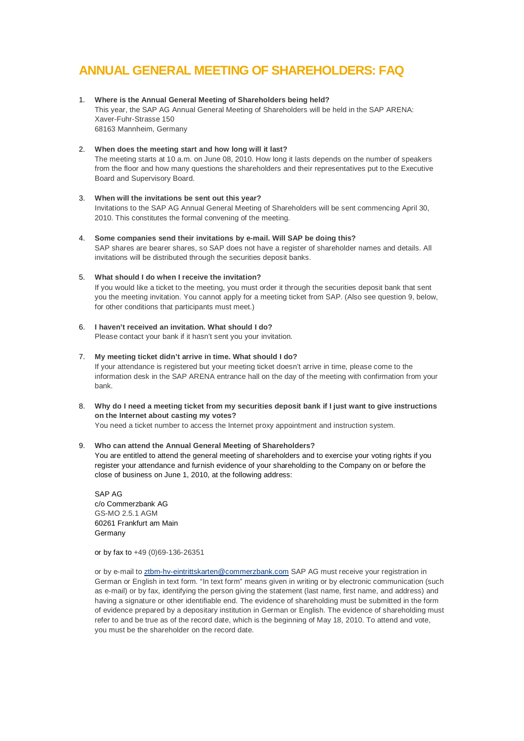# ANNUAL GENERAL MEETING OF SHAREHOLDERS: FAQ

1. **Where is the Annual General Meeting of Shareholders being held?**
   This year, the SAP AG Annual General Meeting of Shareholders will be held in the SAP ARENA:
   Xaver-Fuhr-Strasse 150
   68163 Mannheim, Germany

2. **When does the meeting start and how long will it last?**
   The meeting starts at 10 a.m. on June 08, 2010. How long it lasts depends on the number of speakers from the floor and how many questions the shareholders and their representatives put to the Executive Board and Supervisory Board.

3. **When will the invitations be sent out this year?**
   Invitations to the SAP AG Annual General Meeting of Shareholders will be sent commencing April 30, 2010. This constitutes the formal convening of the meeting.

4. **Some companies send their invitations by e-mail. Will SAP be doing this?**
   SAP shares are bearer shares, so SAP does not have a register of shareholder names and details. All invitations will be distributed through the securities deposit banks.

5. **What should I do when I receive the invitation?**
   If you would like a ticket to the meeting, you must order it through the securities deposit bank that sent you the meeting invitation. You cannot apply for a meeting ticket from SAP. (Also see question 9, below, for other conditions that participants must meet.)

6. **I haven't received an invitation. What should I do?**
   Please contact your bank if it hasn't sent you your invitation.

7. **My meeting ticket didn't arrive in time. What should I do?**
   If your attendance is registered but your meeting ticket doesn't arrive in time, please come to the information desk in the SAP ARENA entrance hall on the day of the meeting with confirmation from your bank.

8. **Why do I need a meeting ticket from my securities deposit bank if I just want to give instructions on the Internet about casting my votes?**
   You need a ticket number to access the Internet proxy appointment and instruction system.

9. **Who can attend the Annual General Meeting of Shareholders?**
   You are entitled to attend the general meeting of shareholders and to exercise your voting rights if you register your attendance and furnish evidence of your shareholding to the Company on or before the close of business on June 1, 2010, at the following address:

   SAP AG
   c/o Commerzbank AG
   GS-MO 2.5.1 AGM
   60261 Frankfurt am Main
   Germany

   or by fax to +49 (0)69-136-26351

   or by e-mail to ztbm-hv-eintrittskarten@commerzbank.com SAP AG must receive your registration in German or English in text form. "In text form" means given in writing or by electronic communication (such as e-mail) or by fax, identifying the person giving the statement (last name, first name, and address) and having a signature or other identifiable end. The evidence of shareholding must be submitted in the form of evidence prepared by a depositary institution in German or English. The evidence of shareholding must refer to and be true as of the record date, which is the beginning of May 18, 2010. To attend and vote, you must be the shareholder on the record date.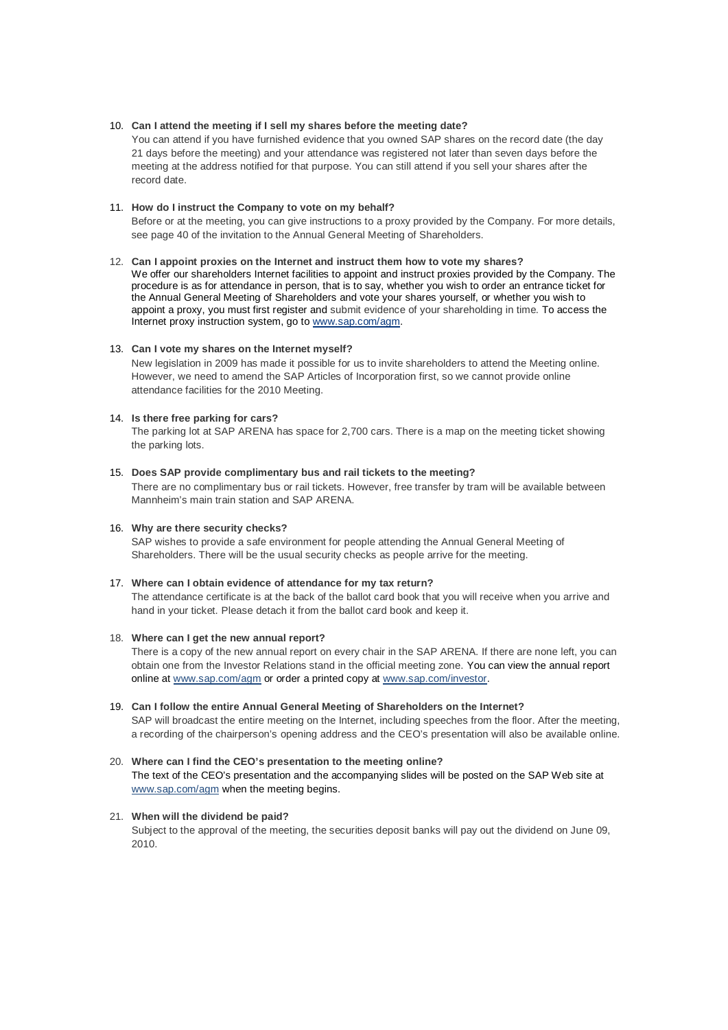10. **Can I attend the meeting if I sell my shares before the meeting date?**
    You can attend if you have furnished evidence that you owned SAP shares on the record date (the day 21 days before the meeting) and your attendance was registered not later than seven days before the meeting at the address notified for that purpose. You can still attend if you sell your shares after the record date.

11. **How do I instruct the Company to vote on my behalf?**
    Before or at the meeting, you can give instructions to a proxy provided by the Company. For more details, see page 40 of the invitation to the Annual General Meeting of Shareholders.

12. **Can I appoint proxies on the Internet and instruct them how to vote my shares?**
    We offer our shareholders Internet facilities to appoint and instruct proxies provided by the Company. The procedure is as for attendance in person, that is to say, whether you wish to order an entrance ticket for the Annual General Meeting of Shareholders and vote your shares yourself, or whether you wish to appoint a proxy, you must first register and submit evidence of your shareholding in time. To access the Internet proxy instruction system, go to www.sap.com/agm.

13. **Can I vote my shares on the Internet myself?**
    New legislation in 2009 has made it possible for us to invite shareholders to attend the Meeting online. However, we need to amend the SAP Articles of Incorporation first, so we cannot provide online attendance facilities for the 2010 Meeting.

14. **Is there free parking for cars?**
    The parking lot at SAP ARENA has space for 2,700 cars. There is a map on the meeting ticket showing the parking lots.

15. **Does SAP provide complimentary bus and rail tickets to the meeting?**
    There are no complimentary bus or rail tickets. However, free transfer by tram will be available between Mannheim's main train station and SAP ARENA.

16. **Why are there security checks?**
    SAP wishes to provide a safe environment for people attending the Annual General Meeting of Shareholders. There will be the usual security checks as people arrive for the meeting.

17. **Where can I obtain evidence of attendance for my tax return?**
    The attendance certificate is at the back of the ballot card book that you will receive when you arrive and hand in your ticket. Please detach it from the ballot card book and keep it.

18. **Where can I get the new annual report?**
    There is a copy of the new annual report on every chair in the SAP ARENA. If there are none left, you can obtain one from the Investor Relations stand in the official meeting zone. You can view the annual report online at www.sap.com/agm or order a printed copy at www.sap.com/investor.

19. **Can I follow the entire Annual General Meeting of Shareholders on the Internet?**
    SAP will broadcast the entire meeting on the Internet, including speeches from the floor. After the meeting, a recording of the chairperson's opening address and the CEO's presentation will also be available online.

20. **Where can I find the CEO's presentation to the meeting online?**
    The text of the CEO's presentation and the accompanying slides will be posted on the SAP Web site at www.sap.com/agm when the meeting begins.

21. **When will the dividend be paid?**
    Subject to the approval of the meeting, the securities deposit banks will pay out the dividend on June 09, 2010.